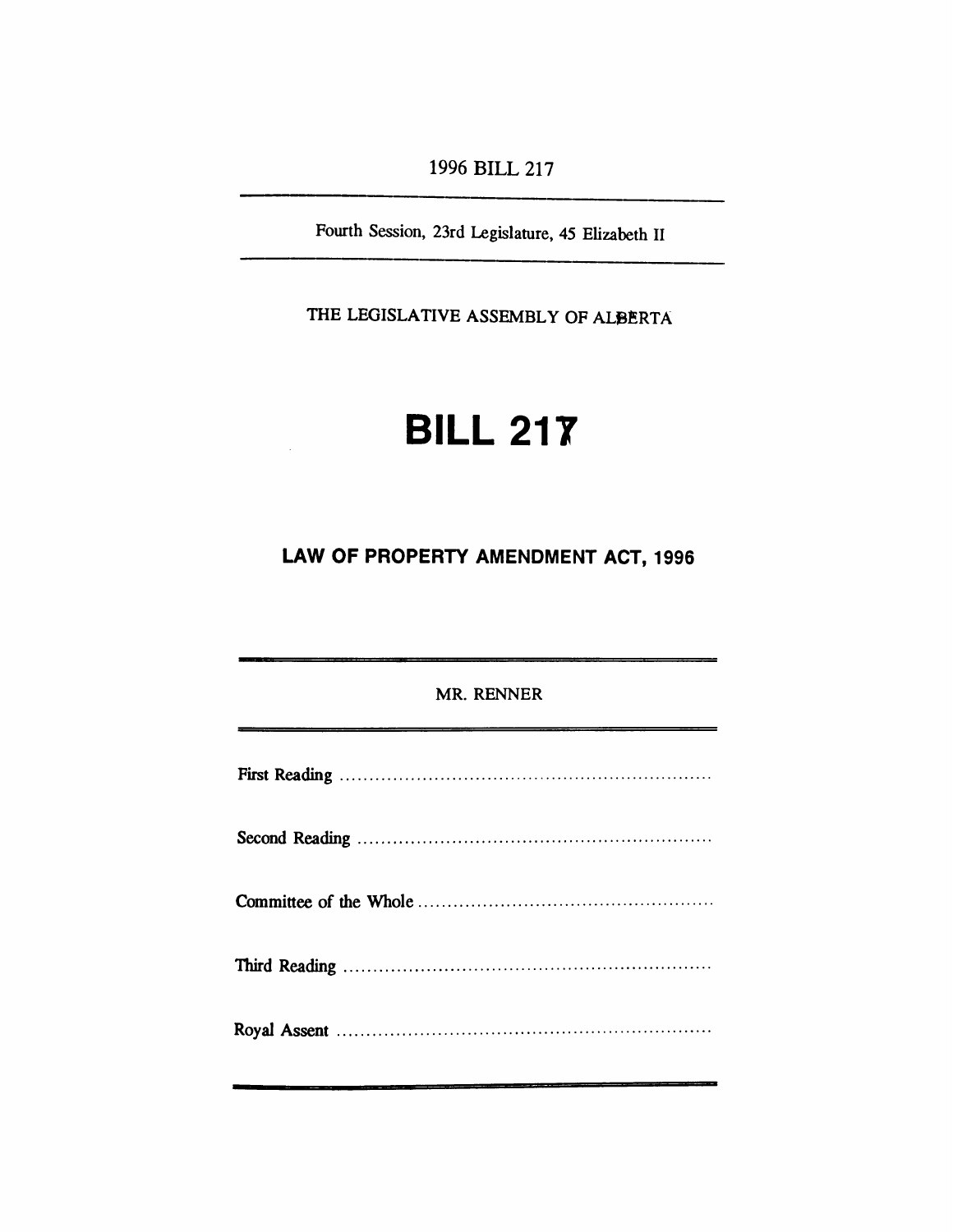1996 BILL 217

Fourth Session, 23rd Legislature, 45 Elizabeth II

THE LEGISLATIVE ASSEMBLY OF ALBERTA

# BILL 217

## LAW OF PROPERTY AMENDMENT ACT, 1996

MR. RENNER

First Reading ..........................................................

Second Reading ..........................................................

Committee of the Whole ..........................................................

Third Reading ..........................................................

Royal Assent ..........................................................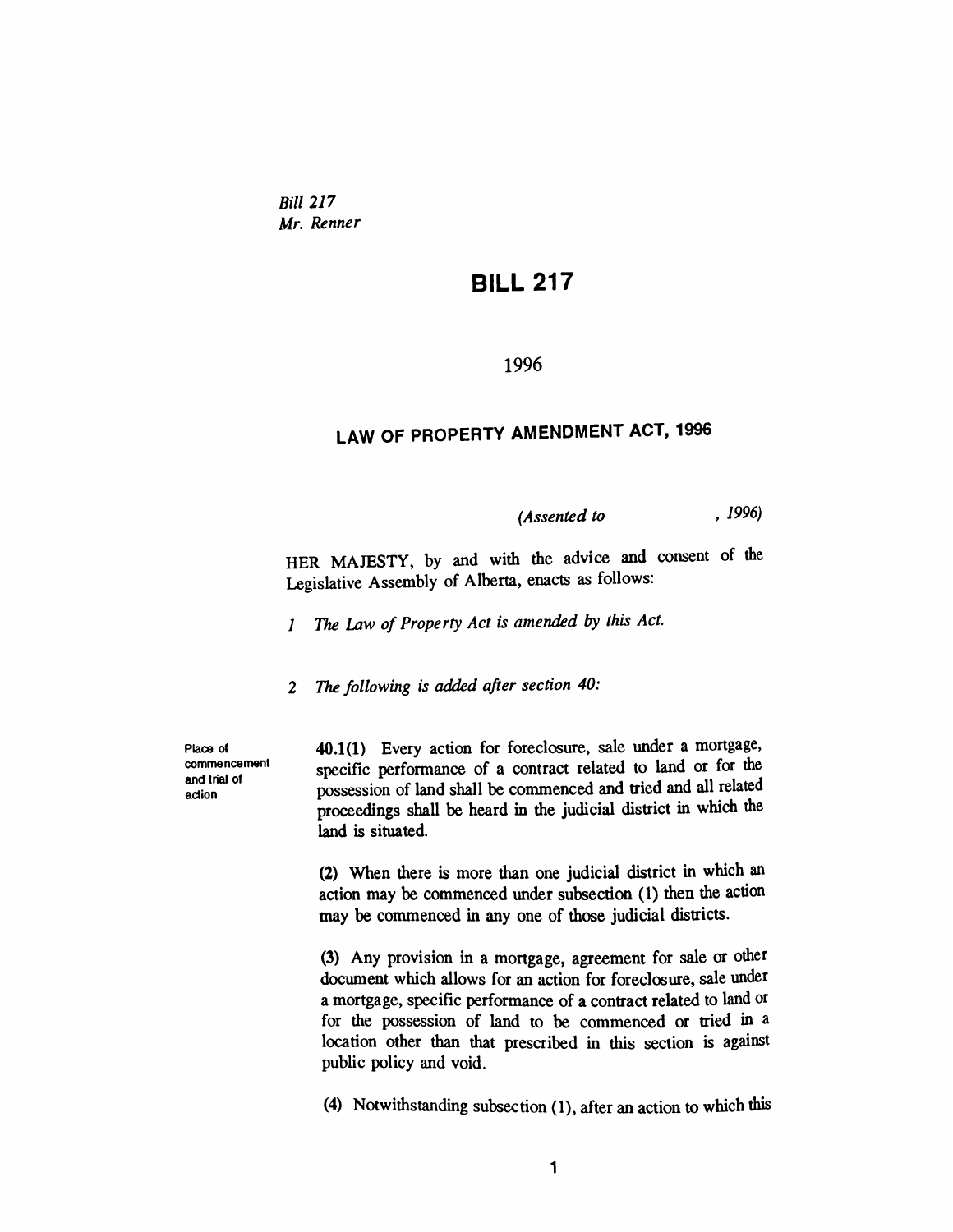*Bill 217*
*Mr. Renner*

# BILL 217

1996

## LAW OF PROPERTY AMENDMENT ACT, 1996

*(Assented to , 1996)*

HER MAJESTY, by and with the advice and consent of the Legislative Assembly of Alberta, enacts as follows:

*1 The Law of Property Act is amended by this Act.*

*2 The following is added after section 40:*

Place of commencement and trial of action

**40.1(1)** Every action for foreclosure, sale under a mortgage, specific performance of a contract related to land or for the possession of land shall be commenced and tried and all related proceedings shall be heard in the judicial district in which the land is situated.

**(2)** When there is more than one judicial district in which an action may be commenced under subsection (1) then the action may be commenced in any one of those judicial districts.

**(3)** Any provision in a mortgage, agreement for sale or other document which allows for an action for foreclosure, sale under a mortgage, specific performance of a contract related to land or for the possession of land to be commenced or tried in a location other than that prescribed in this section is against public policy and void.

**(4)** Notwithstanding subsection (1), after an action to which this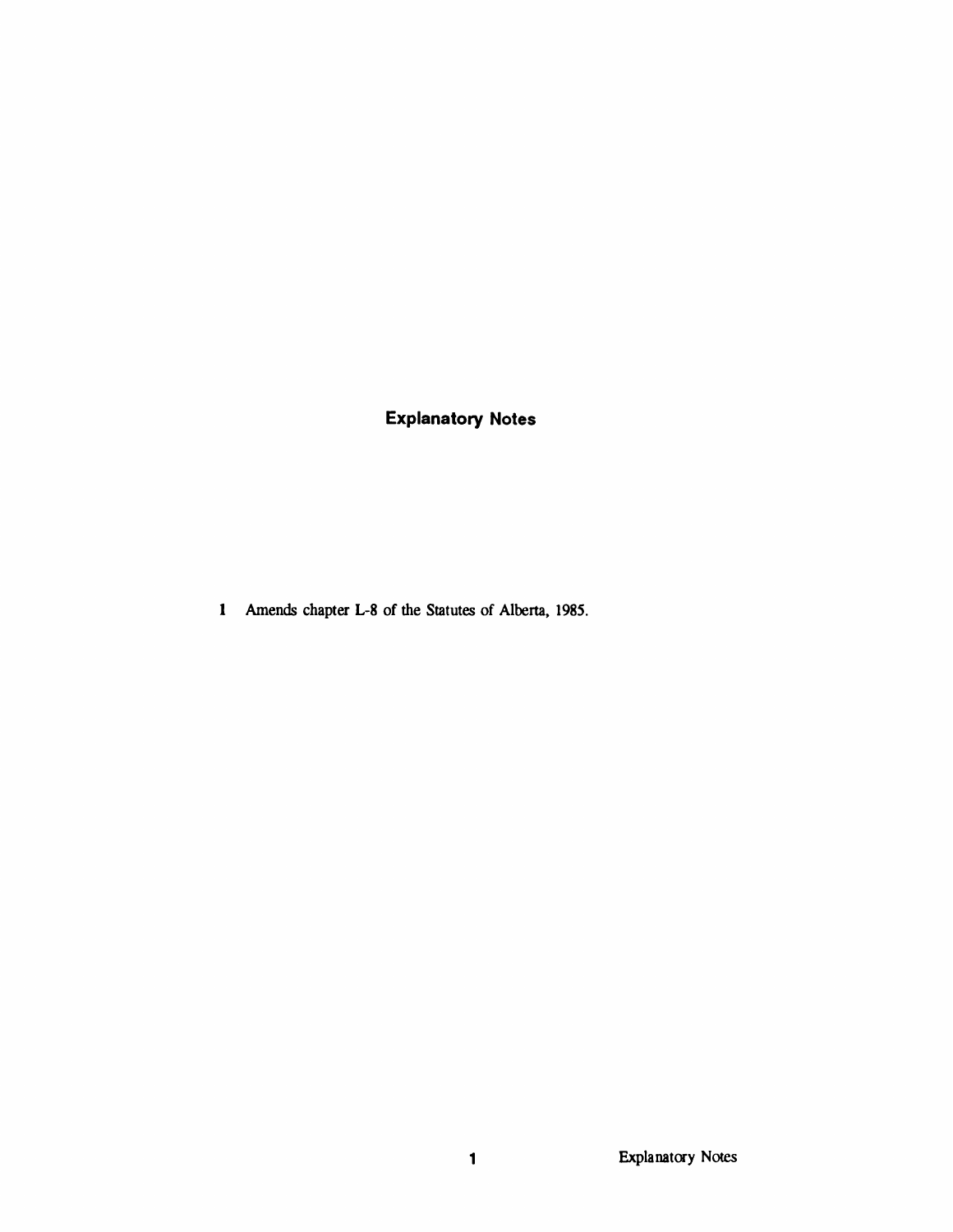## Explanatory Notes

**1** Amends chapter L-8 of the Statutes of Alberta, 1985.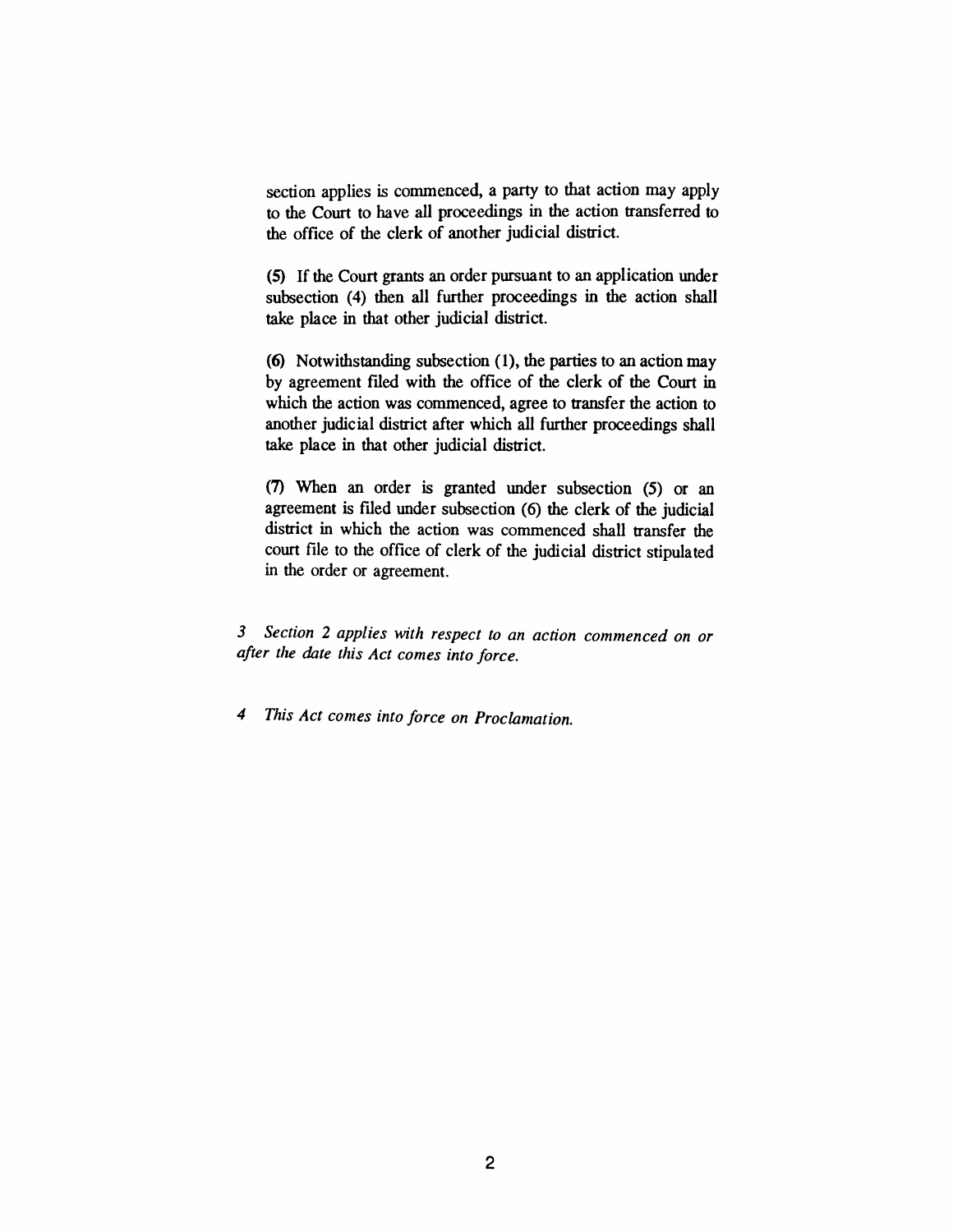section applies is commenced, a party to that action may apply to the Court to have all proceedings in the action transferred to the office of the clerk of another judicial district.

(5) If the Court grants an order pursuant to an application under subsection (4) then all further proceedings in the action shall take place in that other judicial district.

(6) Notwithstanding subsection (1), the parties to an action may by agreement filed with the office of the clerk of the Court in which the action was commenced, agree to transfer the action to another judicial district after which all further proceedings shall take place in that other judicial district.

(7) When an order is granted under subsection (5) or an agreement is filed under subsection (6) the clerk of the judicial district in which the action was commenced shall transfer the court file to the office of clerk of the judicial district stipulated in the order or agreement.

*3 Section 2 applies with respect to an action commenced on or after the date this Act comes into force.*

*4 This Act comes into force on Proclamation.*